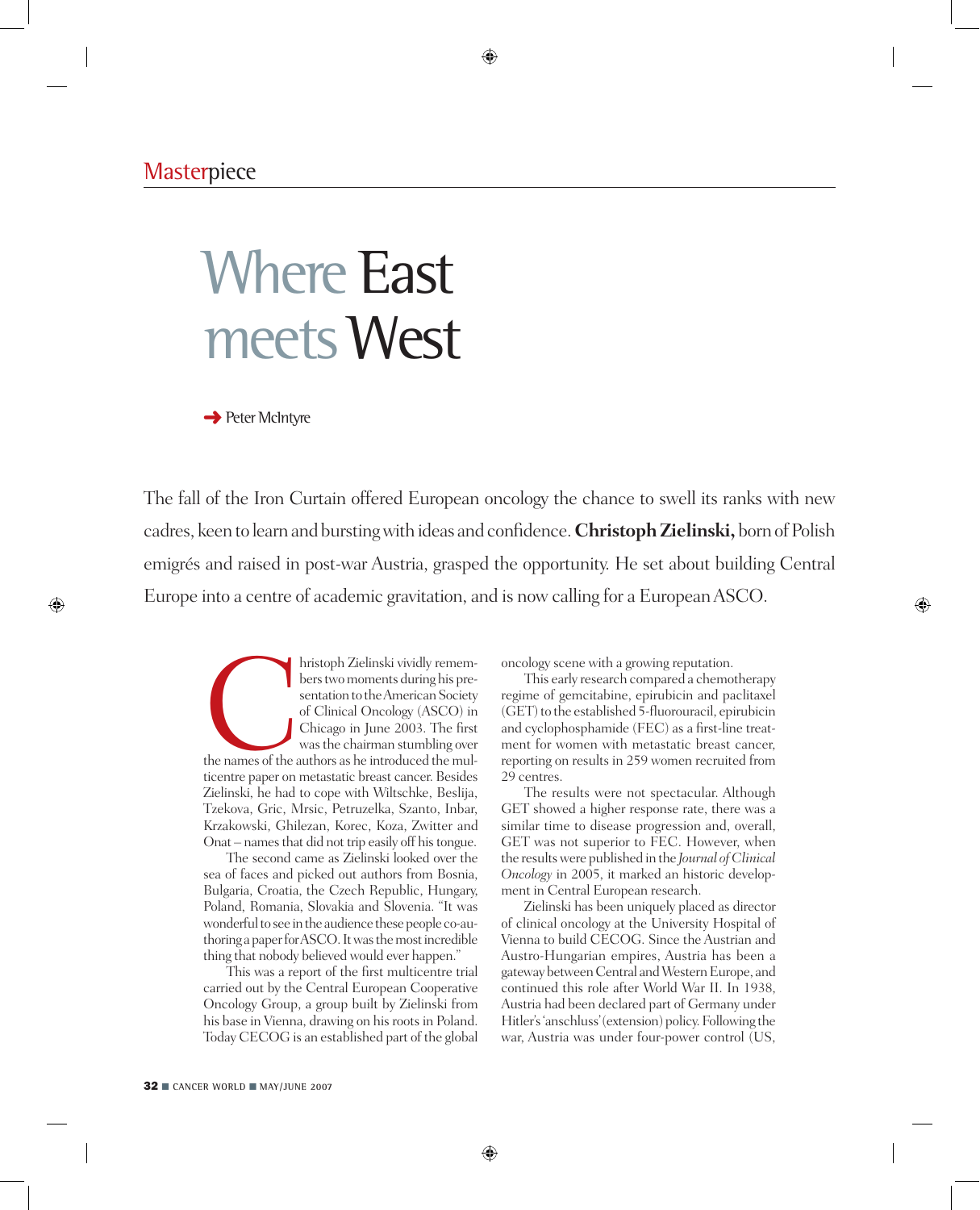Masterpiece

# Where East meets West

Peter McIntyre

The fall of the Iron Curtain offered European oncology the chance to swell its ranks with new cadres, keen to learn and bursting with ideas and confidence. **Christoph Zielinski,** born of Polish emigrés and raised in post-war Austria, grasped the opportunity. He set about building Central Europe into a centre of academic gravitation, and is now calling for a European ASCO.

Christoph Zielinski vividly remembers two moments during his presentation to the American Society of Clinical Oncology (ASCO) in Chicago in June 2003. The first was the chairman stumbling over the names of the authors as he introduced the multicentre paper on metastatic breast cancer. Besides Zielinski, he had to cope with Wiltschke, Beslija, Tzekova, Gric, Mrsic, Petruzelka, Szanto, Inbar, Krzakowski, Ghilezan, Korec, Koza, Zwitter and Onat – names that did not trip easily off his tongue.

The second came as Zielinski looked over the sea of faces and picked out authors from Bosnia, Bulgaria, Croatia, the Czech Republic, Hungary, Poland, Romania, Slovakia and Slovenia. "It was wonderful to see in the audience these people co-authoring a paper for ASCO. It was the most incredible thing that nobody believed would ever happen."

This was a report of the first multicentre trial carried out by the Central European Cooperative Oncology Group, a group built by Zielinski from his base in Vienna, drawing on his roots in Poland. Today CECOG is an established part of the global oncology scene with a growing reputation.

This early research compared a chemotherapy regime of gemcitabine, epirubicin and paclitaxel (GET) to the established 5-fluorouracil, epirubicin and cyclophosphamide (FEC) as a first-line treatment for women with metastatic breast cancer, reporting on results in 259 women recruited from 29 centres.

The results were not spectacular. Although GET showed a higher response rate, there was a similar time to disease progression and, overall, GET was not superior to FEC. However, when the results were published in the *Journal of Clinical Oncology* in 2005, it marked an historic development in Central European research.

Zielinski has been uniquely placed as director of clinical oncology at the University Hospital of Vienna to build CECOG. Since the Austrian and Austro-Hungarian empires, Austria has been a gateway between Central and Western Europe, and continued this role after World War II. In 1938, Austria had been declared part of Germany under Hitler's 'anschluss' (extension) policy. Following the war, Austria was under four-power control (US,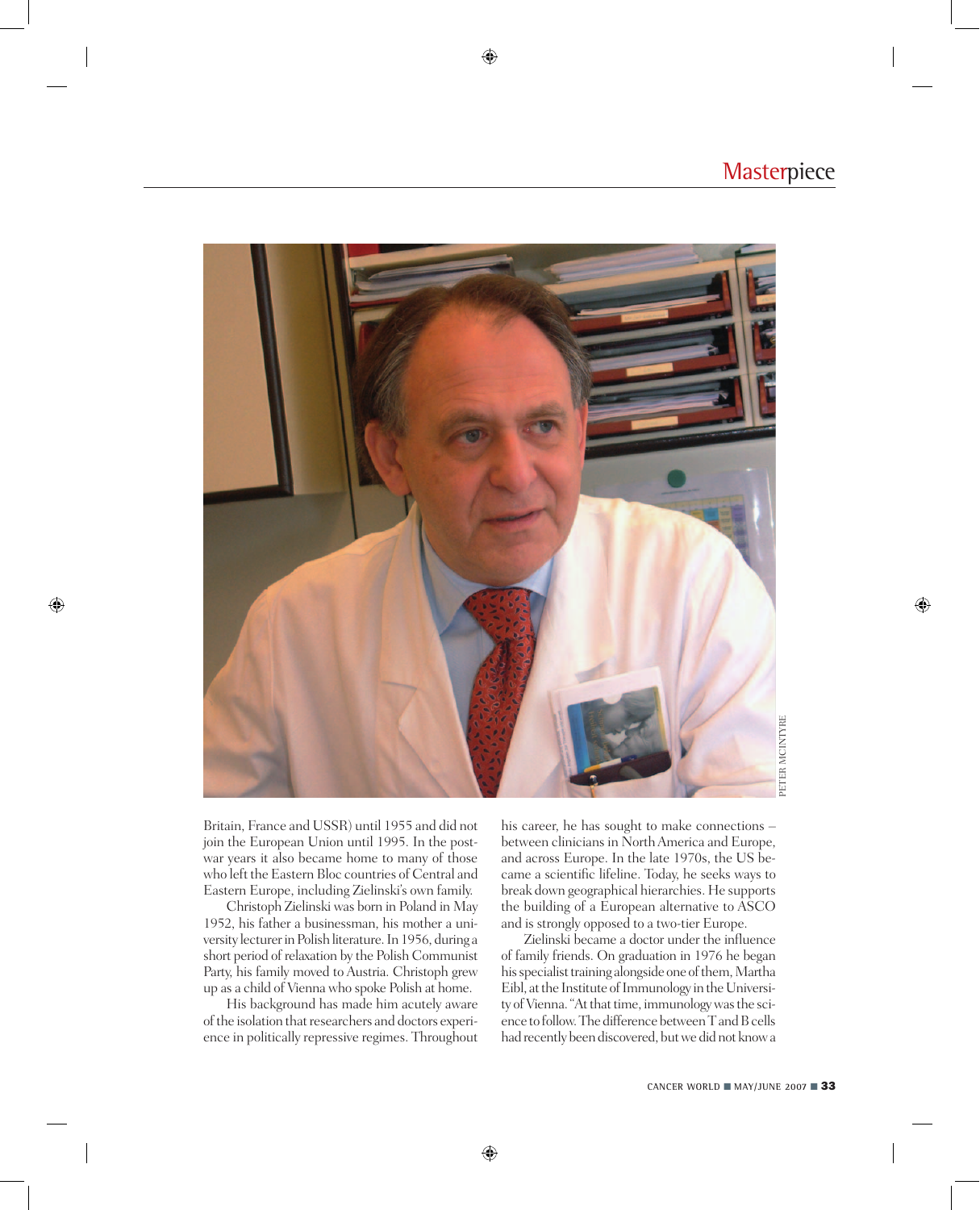Britain, France and USSR) until 1955 and did not join the European Union until 1995. In the post-war years it also became home to many of those who left the Eastern Bloc countries of Central and Eastern Europe, including Zielinski's own family.

Christoph Zielinski was born in Poland in May 1952, his father a businessman, his mother a university lecturer in Polish literature. In 1956, during a short period of relaxation by the Polish Communist Party, his family moved to Austria. Christoph grew up as a child of Vienna who spoke Polish at home.

His background has made him acutely aware of the isolation that researchers and doctors experience in politically repressive regimes. Throughout his career, he has sought to make connections – between clinicians in North America and Europe, and across Europe. In the late 1970s, the US became a scientific lifeline. Today, he seeks ways to break down geographical hierarchies. He supports the building of a European alternative to ASCO and is strongly opposed to a two-tier Europe.

Zielinski became a doctor under the influence of family friends. On graduation in 1976 he began his specialist training alongside one of them, Martha Eibl, at the Institute of Immunology in the University of Vienna. "At that time, immunology was the science to follow. The difference between T and B cells had recently been discovered, but we did not know a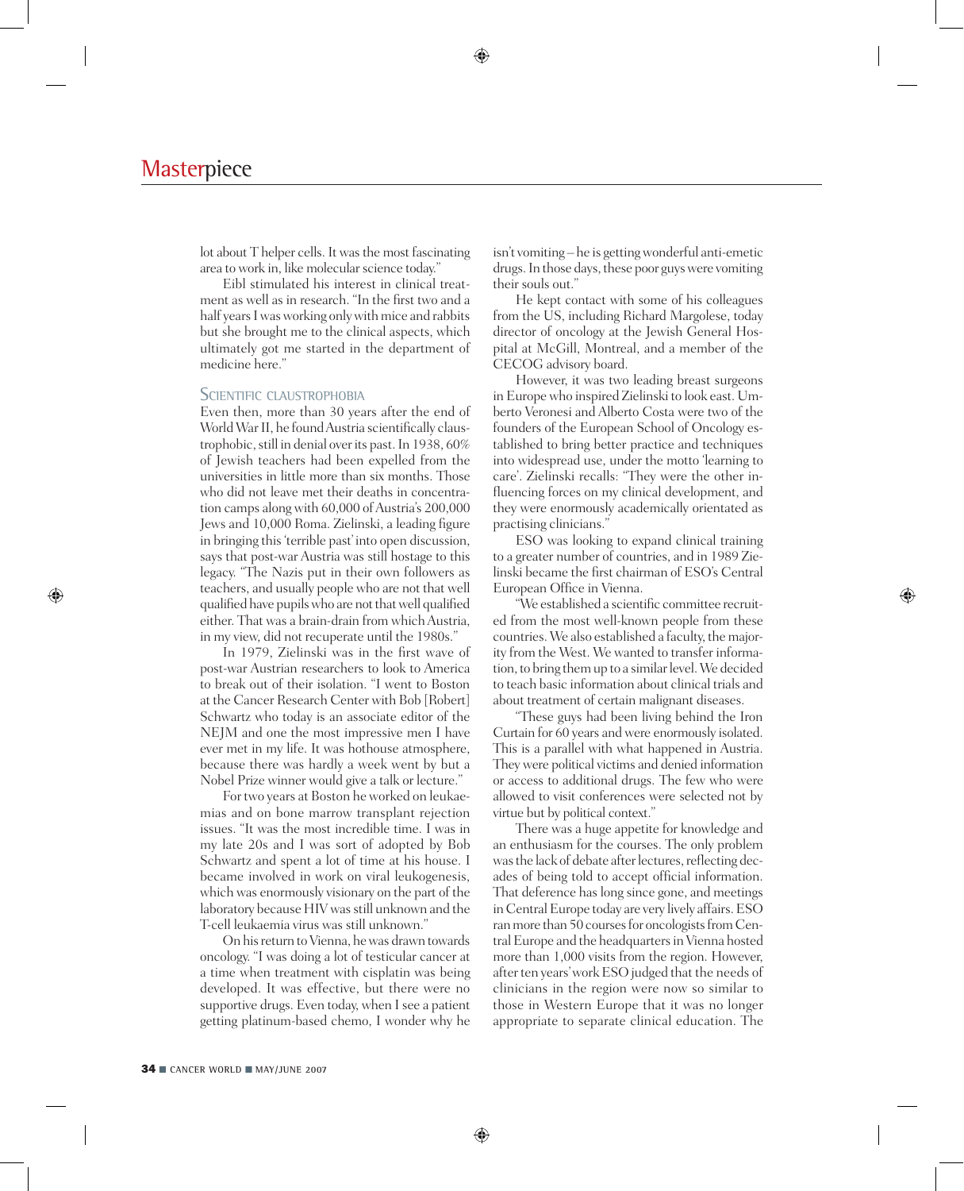lot about T helper cells. It was the most fascinating area to work in, like molecular science today."

Eibl stimulated his interest in clinical treatment as well as in research. "In the first two and a half years I was working only with mice and rabbits but she brought me to the clinical aspects, which ultimately got me started in the department of medicine here."

## Scientific claustrophobia

Even then, more than 30 years after the end of World War II, he found Austria scientifically claustrophobic, still in denial over its past. In 1938, 60% of Jewish teachers had been expelled from the universities in little more than six months. Those who did not leave met their deaths in concentration camps along with 60,000 of Austria's 200,000 Jews and 10,000 Roma. Zielinski, a leading figure in bringing this 'terrible past' into open discussion, says that post-war Austria was still hostage to this legacy. "The Nazis put in their own followers as teachers, and usually people who are not that well qualified have pupils who are not that well qualified either. That was a brain-drain from which Austria, in my view, did not recuperate until the 1980s."

In 1979, Zielinski was in the first wave of post-war Austrian researchers to look to America to break out of their isolation. "I went to Boston at the Cancer Research Center with Bob [Robert] Schwartz who today is an associate editor of the NEJM and one the most impressive men I have ever met in my life. It was hothouse atmosphere, because there was hardly a week went by but a Nobel Prize winner would give a talk or lecture."

For two years at Boston he worked on leukaemias and on bone marrow transplant rejection issues. "It was the most incredible time. I was in my late 20s and I was sort of adopted by Bob Schwartz and spent a lot of time at his house. I became involved in work on viral leukogenesis, which was enormously visionary on the part of the laboratory because HIV was still unknown and the T-cell leukaemia virus was still unknown."

On his return to Vienna, he was drawn towards oncology. "I was doing a lot of testicular cancer at a time when treatment with cisplatin was being developed. It was effective, but there were no supportive drugs. Even today, when I see a patient getting platinum-based chemo, I wonder why he isn't vomiting – he is getting wonderful anti-emetic drugs. In those days, these poor guys were vomiting their souls out."

He kept contact with some of his colleagues from the US, including Richard Margolese, today director of oncology at the Jewish General Hospital at McGill, Montreal, and a member of the CECOG advisory board.

However, it was two leading breast surgeons in Europe who inspired Zielinski to look east. Umberto Veronesi and Alberto Costa were two of the founders of the European School of Oncology established to bring better practice and techniques into widespread use, under the motto 'learning to care'. Zielinski recalls: "They were the other influencing forces on my clinical development, and they were enormously academically orientated as practising clinicians."

ESO was looking to expand clinical training to a greater number of countries, and in 1989 Zielinski became the first chairman of ESO's Central European Office in Vienna.

"We established a scientific committee recruited from the most well-known people from these countries. We also established a faculty, the majority from the West. We wanted to transfer information, to bring them up to a similar level. We decided to teach basic information about clinical trials and about treatment of certain malignant diseases.

"These guys had been living behind the Iron Curtain for 60 years and were enormously isolated. This is a parallel with what happened in Austria. They were political victims and denied information or access to additional drugs. The few who were allowed to visit conferences were selected not by virtue but by political context."

There was a huge appetite for knowledge and an enthusiasm for the courses. The only problem was the lack of debate after lectures, reflecting decades of being told to accept official information. That deference has long since gone, and meetings in Central Europe today are very lively affairs. ESO ran more than 50 courses for oncologists from Central Europe and the headquarters in Vienna hosted more than 1,000 visits from the region. However, after ten years' work ESO judged that the needs of clinicians in the region were now so similar to those in Western Europe that it was no longer appropriate to separate clinical education. The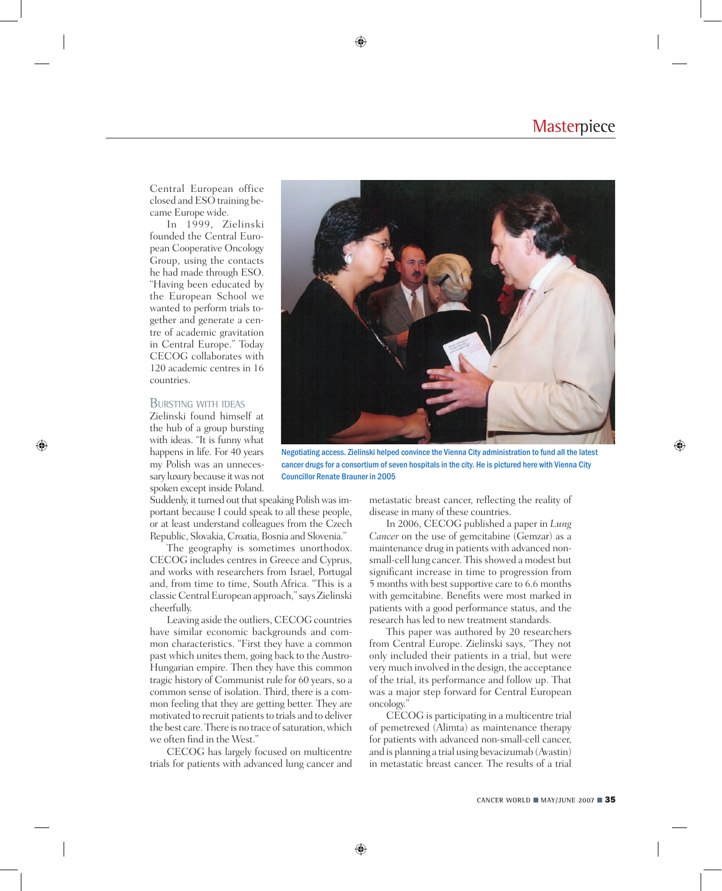Central European office closed and ESO training became Europe wide.

In 1999, Zielinski founded the Central European Cooperative Oncology Group, using the contacts he had made through ESO. "Having been educated by the European School we wanted to perform trials together and generate a centre of academic gravitation in Central Europe." Today CECOG collaborates with 120 academic centres in 16 countries.

Negotiating access. Zielinski helped convince the Vienna City administration to fund all the latest cancer drugs for a consortium of seven hospitals in the city. He is pictured here with Vienna City Councillor Renate Brauner in 2005

### Bursting with ideas

Zielinski found himself at the hub of a group bursting with ideas. "It is funny what happens in life. For 40 years my Polish was an unnecessary luxury because it was not spoken except inside Poland. Suddenly, it turned out that speaking Polish was important because I could speak to all these people, or at least understand colleagues from the Czech Republic, Slovakia, Croatia, Bosnia and Slovenia."

The geography is sometimes unorthodox. CECOG includes centres in Greece and Cyprus, and works with researchers from Israel, Portugal and, from time to time, South Africa. "This is a classic Central European approach," says Zielinski cheerfully.

Leaving aside the outliers, CECOG countries have similar economic backgrounds and common characteristics. "First they have a common past which unites them, going back to the Austro-Hungarian empire. Then they have this common tragic history of Communist rule for 60 years, so a common sense of isolation. Third, there is a common feeling that they are getting better. They are motivated to recruit patients to trials and to deliver the best care. There is no trace of saturation, which we often find in the West."

CECOG has largely focused on multicentre trials for patients with advanced lung cancer and metastatic breast cancer, reflecting the reality of disease in many of these countries.

In 2006, CECOG published a paper in *Lung Cancer* on the use of gemcitabine (Gemzar) as a maintenance drug in patients with advanced non-small-cell lung cancer. This showed a modest but significant increase in time to progression from 5 months with best supportive care to 6.6 months with gemcitabine. Benefits were most marked in patients with a good performance status, and the research has led to new treatment standards.

This paper was authored by 20 researchers from Central Europe. Zielinski says, "They not only included their patients in a trial, but were very much involved in the design, the acceptance of the trial, its performance and follow up. That was a major step forward for Central European oncology."

CECOG is participating in a multicentre trial of pemetrexed (Alimta) as maintenance therapy for patients with advanced non-small-cell cancer, and is planning a trial using bevacizumab (Avastin) in metastatic breast cancer. The results of a trial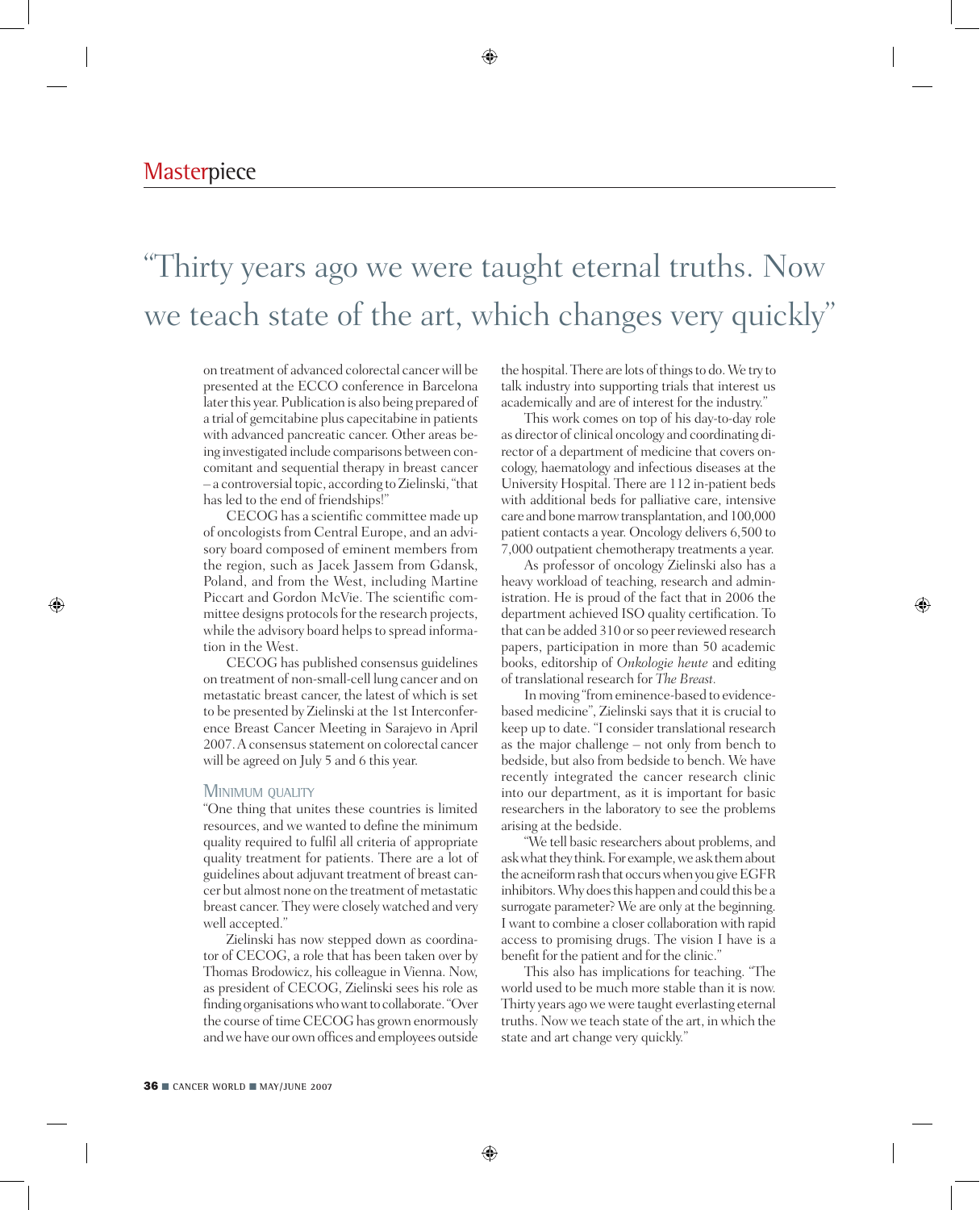> "Thirty years ago we were taught eternal truths. Now we teach state of the art, which changes very quickly"

on treatment of advanced colorectal cancer will be presented at the ECCO conference in Barcelona later this year. Publication is also being prepared of a trial of gemcitabine plus capecitabine in patients with advanced pancreatic cancer. Other areas being investigated include comparisons between concomitant and sequential therapy in breast cancer – a controversial topic, according to Zielinski, "that has led to the end of friendships!"

CECOG has a scientific committee made up of oncologists from Central Europe, and an advisory board composed of eminent members from the region, such as Jacek Jassem from Gdansk, Poland, and from the West, including Martine Piccart and Gordon McVie. The scientific committee designs protocols for the research projects, while the advisory board helps to spread information in the West.

CECOG has published consensus guidelines on treatment of non-small-cell lung cancer and on metastatic breast cancer, the latest of which is set to be presented by Zielinski at the 1st Interconference Breast Cancer Meeting in Sarajevo in April 2007. A consensus statement on colorectal cancer will be agreed on July 5 and 6 this year.

### MINIMUM QUALITY

"One thing that unites these countries is limited resources, and we wanted to define the minimum quality required to fulfil all criteria of appropriate quality treatment for patients. There are a lot of guidelines about adjuvant treatment of breast cancer but almost none on the treatment of metastatic breast cancer. They were closely watched and very well accepted."

Zielinski has now stepped down as coordinator of CECOG, a role that has been taken over by Thomas Brodowicz, his colleague in Vienna. Now, as president of CECOG, Zielinski sees his role as finding organisations who want to collaborate. "Over the course of time CECOG has grown enormously and we have our own offices and employees outside the hospital. There are lots of things to do. We try to talk industry into supporting trials that interest us academically and are of interest for the industry."

This work comes on top of his day-to-day role as director of clinical oncology and coordinating director of a department of medicine that covers oncology, haematology and infectious diseases at the University Hospital. There are 112 in-patient beds with additional beds for palliative care, intensive care and bone marrow transplantation, and 100,000 patient contacts a year. Oncology delivers 6,500 to 7,000 outpatient chemotherapy treatments a year.

As professor of oncology Zielinski also has a heavy workload of teaching, research and administration. He is proud of the fact that in 2006 the department achieved ISO quality certification. To that can be added 310 or so peer reviewed research papers, participation in more than 50 academic books, editorship of *Onkologie heute* and editing of translational research for *The Breast*.

In moving "from eminence-based to evidence-based medicine", Zielinski says that it is crucial to keep up to date. "I consider translational research as the major challenge – not only from bench to bedside, but also from bedside to bench. We have recently integrated the cancer research clinic into our department, as it is important for basic researchers in the laboratory to see the problems arising at the bedside.

"We tell basic researchers about problems, and ask what they think. For example, we ask them about the acneiform rash that occurs when you give EGFR inhibitors. Why does this happen and could this be a surrogate parameter? We are only at the beginning. I want to combine a closer collaboration with rapid access to promising drugs. The vision I have is a benefit for the patient and for the clinic."

This also has implications for teaching. "The world used to be much more stable than it is now. Thirty years ago we were taught everlasting eternal truths. Now we teach state of the art, in which the state and art change very quickly."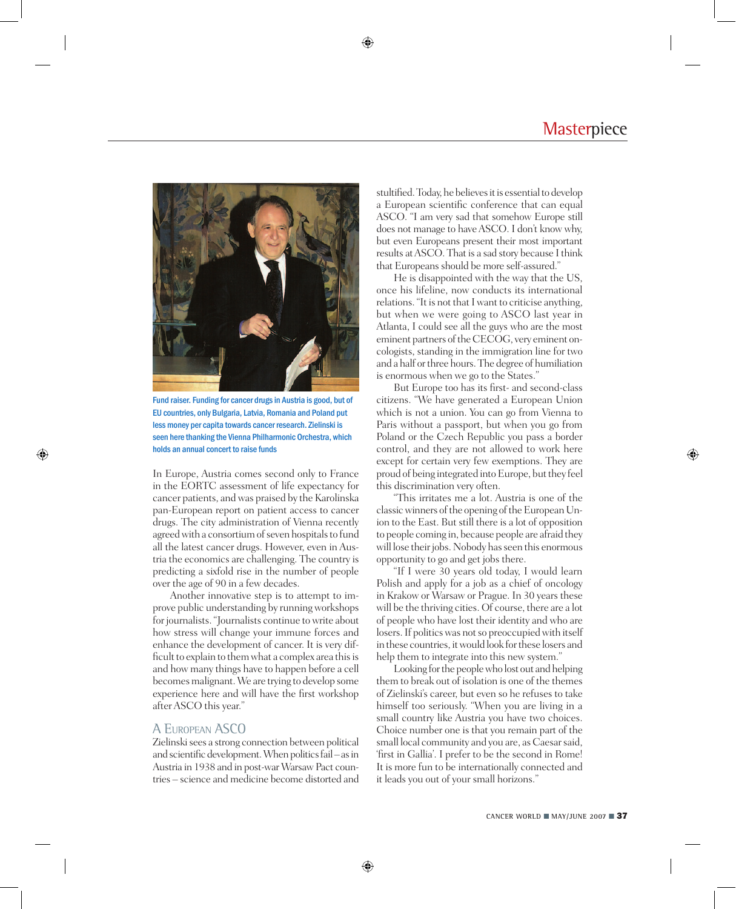Fund raiser. Funding for cancer drugs in Austria is good, but of EU countries, only Bulgaria, Latvia, Romania and Poland put less money per capita towards cancer research. Zielinski is seen here thanking the Vienna Philharmonic Orchestra, which holds an annual concert to raise funds

In Europe, Austria comes second only to France in the EORTC assessment of life expectancy for cancer patients, and was praised by the Karolinska pan-European report on patient access to cancer drugs. The city administration of Vienna recently agreed with a consortium of seven hospitals to fund all the latest cancer drugs. However, even in Austria the economics are challenging. The country is predicting a sixfold rise in the number of people over the age of 90 in a few decades.

Another innovative step is to attempt to improve public understanding by running workshops for journalists. "Journalists continue to write about how stress will change your immune forces and enhance the development of cancer. It is very difficult to explain to them what a complex area this is and how many things have to happen before a cell becomes malignant. We are trying to develop some experience here and will have the first workshop after ASCO this year."

## A European ASCO

Zielinski sees a strong connection between political and scientific development. When politics fail – as in Austria in 1938 and in post-war Warsaw Pact countries – science and medicine become distorted and stultified. Today, he believes it is essential to develop a European scientific conference that can equal ASCO. "I am very sad that somehow Europe still does not manage to have ASCO. I don't know why, but even Europeans present their most important results at ASCO. That is a sad story because I think that Europeans should be more self-assured."

He is disappointed with the way that the US, once his lifeline, now conducts its international relations. "It is not that I want to criticise anything, but when we were going to ASCO last year in Atlanta, I could see all the guys who are the most eminent partners of the CECOG, very eminent oncologists, standing in the immigration line for two and a half or three hours. The degree of humiliation is enormous when we go to the States."

But Europe too has its first- and second-class citizens. "We have generated a European Union which is not a union. You can go from Vienna to Paris without a passport, but when you go from Poland or the Czech Republic you pass a border control, and they are not allowed to work here except for certain very few exemptions. They are proud of being integrated into Europe, but they feel this discrimination very often.

"This irritates me a lot. Austria is one of the classic winners of the opening of the European Union to the East. But still there is a lot of opposition to people coming in, because people are afraid they will lose their jobs. Nobody has seen this enormous opportunity to go and get jobs there.

"If I were 30 years old today, I would learn Polish and apply for a job as a chief of oncology in Krakow or Warsaw or Prague. In 30 years these will be the thriving cities. Of course, there are a lot of people who have lost their identity and who are losers. If politics was not so preoccupied with itself in these countries, it would look for these losers and help them to integrate into this new system."

Looking for the people who lost out and helping them to break out of isolation is one of the themes of Zielinski's career, but even so he refuses to take himself too seriously. "When you are living in a small country like Austria you have two choices. Choice number one is that you remain part of the small local community and you are, as Caesar said, 'first in Gallia'. I prefer to be the second in Rome! It is more fun to be internationally connected and it leads you out of your small horizons."